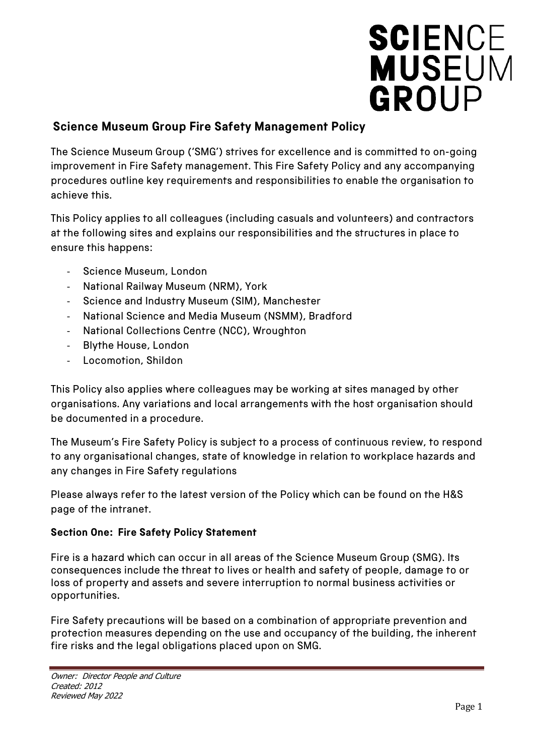SCIENCE MUSEUM GROUP

## Science Museum Group Fire Safety Management Policy

The Science Museum Group ('SMG') strives for excellence and is committed to on-going improvement in Fire Safety management. This Fire Safety Policy and any accompanying procedures outline key requirements and responsibilities to enable the organisation to achieve this.

This Policy applies to all colleagues (including casuals and volunteers) and contractors at the following sites and explains our responsibilities and the structures in place to ensure this happens:

- Science Museum, London
- National Railway Museum (NRM), York
- Science and Industry Museum (SIM), Manchester
- National Science and Media Museum (NSMM), Bradford
- National Collections Centre (NCC), Wroughton
- Blythe House, London
- Locomotion, Shildon

This Policy also applies where colleagues may be working at sites managed by other organisations. Any variations and local arrangements with the host organisation should be documented in a procedure.

The Museum's Fire Safety Policy is subject to a process of continuous review, to respond to any organisational changes, state of knowledge in relation to workplace hazards and any changes in Fire Safety regulations

Please always refer to the latest version of the Policy which can be found on the H&S page of the intranet.

### Section One: Fire Safety Policy Statement

Fire is a hazard which can occur in all areas of the Science Museum Group (SMG). Its consequences include the threat to lives or health and safety of people, damage to or loss of property and assets and severe interruption to normal business activities or opportunities.

Fire Safety precautions will be based on a combination of appropriate prevention and protection measures depending on the use and occupancy of the building, the inherent fire risks and the legal obligations placed upon on SMG.

*Owner: Director People and Culture*
*Created: 2012*
*Reviewed May 2022*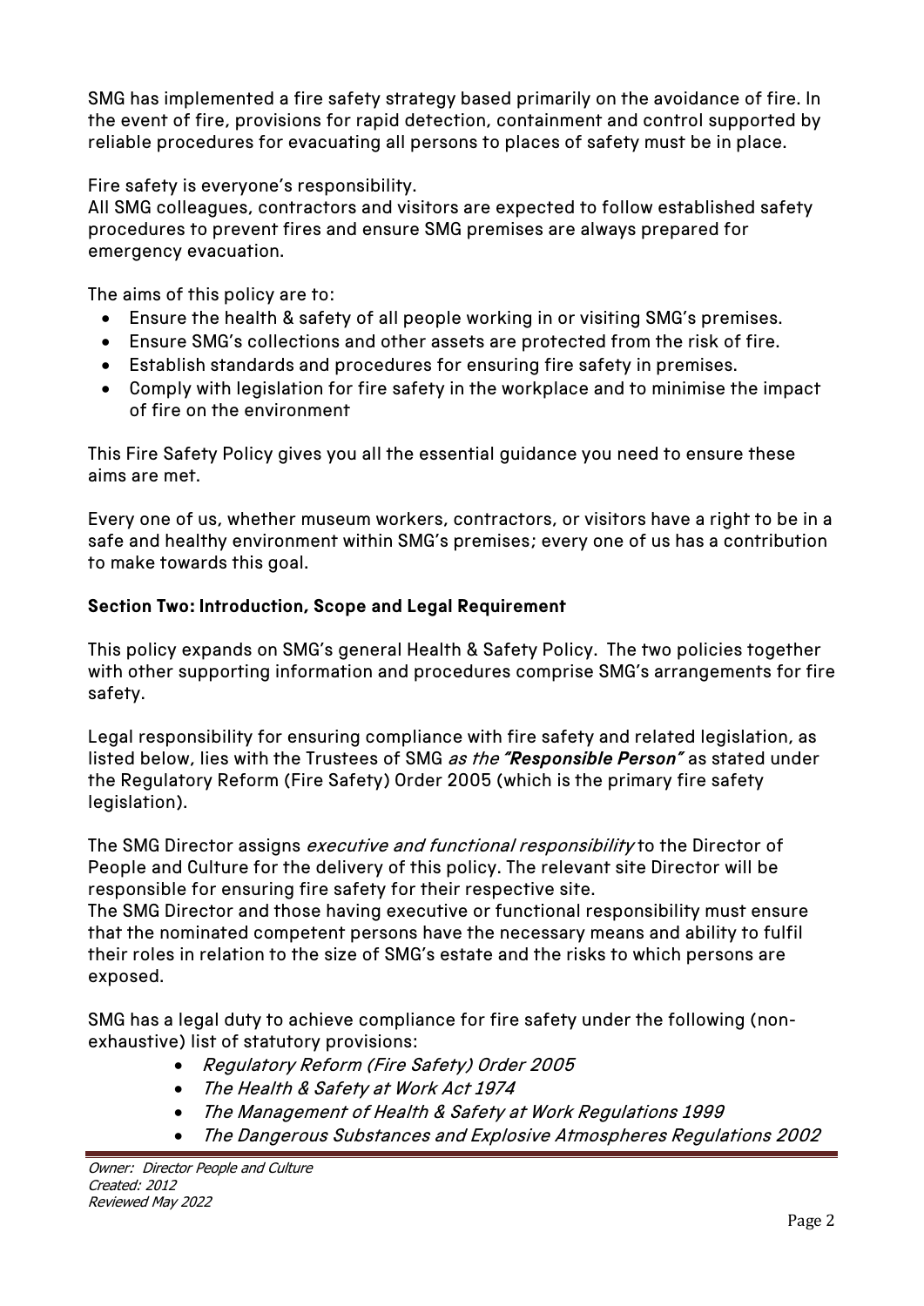SMG has implemented a fire safety strategy based primarily on the avoidance of fire. In the event of fire, provisions for rapid detection, containment and control supported by reliable procedures for evacuating all persons to places of safety must be in place.

Fire safety is everyone's responsibility.
All SMG colleagues, contractors and visitors are expected to follow established safety procedures to prevent fires and ensure SMG premises are always prepared for emergency evacuation.

The aims of this policy are to:

- Ensure the health & safety of all people working in or visiting SMG's premises.
- Ensure SMG's collections and other assets are protected from the risk of fire.
- Establish standards and procedures for ensuring fire safety in premises.
- Comply with legislation for fire safety in the workplace and to minimise the impact of fire on the environment

This Fire Safety Policy gives you all the essential guidance you need to ensure these aims are met.

Every one of us, whether museum workers, contractors, or visitors have a right to be in a safe and healthy environment within SMG's premises; every one of us has a contribution to make towards this goal.

**Section Two: Introduction, Scope and Legal Requirement**

This policy expands on SMG's general Health & Safety Policy. The two policies together with other supporting information and procedures comprise SMG's arrangements for fire safety.

Legal responsibility for ensuring compliance with fire safety and related legislation, as listed below, lies with the Trustees of SMG *as the **"Responsible Person"*** as stated under the Regulatory Reform (Fire Safety) Order 2005 (which is the primary fire safety legislation).

The SMG Director assigns *executive and functional responsibility* to the Director of People and Culture for the delivery of this policy. The relevant site Director will be responsible for ensuring fire safety for their respective site.
The SMG Director and those having executive or functional responsibility must ensure that the nominated competent persons have the necessary means and ability to fulfil their roles in relation to the size of SMG's estate and the risks to which persons are exposed.

SMG has a legal duty to achieve compliance for fire safety under the following (non-exhaustive) list of statutory provisions:

- *Regulatory Reform (Fire Safety) Order 2005*
- *The Health & Safety at Work Act 1974*
- *The Management of Health & Safety at Work Regulations 1999*
- *The Dangerous Substances and Explosive Atmospheres Regulations 2002*

*Owner: Director People and Culture*
*Created: 2012*
*Reviewed May 2022*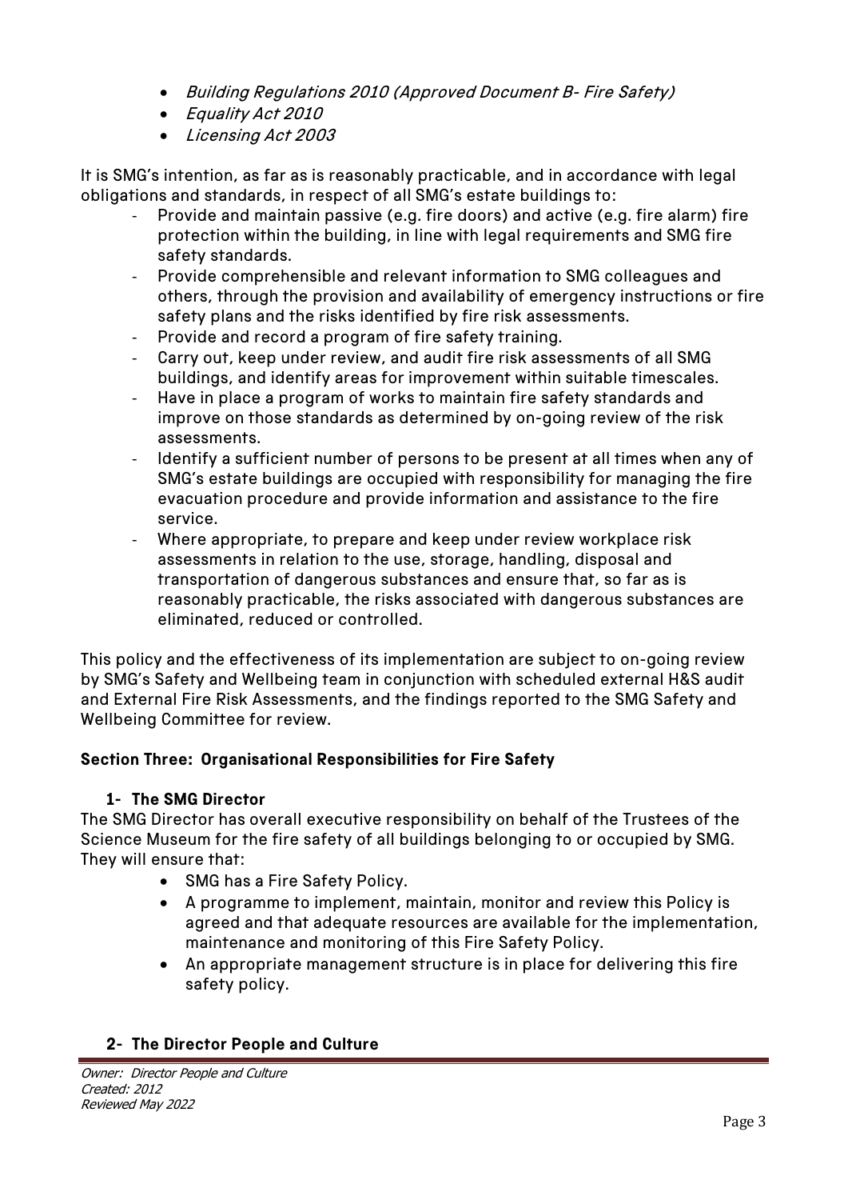- *Building Regulations 2010 (Approved Document B- Fire Safety)*
- *Equality Act 2010*
- *Licensing Act 2003*

It is SMG's intention, as far as is reasonably practicable, and in accordance with legal obligations and standards, in respect of all SMG's estate buildings to:

- Provide and maintain passive (e.g. fire doors) and active (e.g. fire alarm) fire protection within the building, in line with legal requirements and SMG fire safety standards.
- Provide comprehensible and relevant information to SMG colleagues and others, through the provision and availability of emergency instructions or fire safety plans and the risks identified by fire risk assessments.
- Provide and record a program of fire safety training.
- Carry out, keep under review, and audit fire risk assessments of all SMG buildings, and identify areas for improvement within suitable timescales.
- Have in place a program of works to maintain fire safety standards and improve on those standards as determined by on-going review of the risk assessments.
- Identify a sufficient number of persons to be present at all times when any of SMG's estate buildings are occupied with responsibility for managing the fire evacuation procedure and provide information and assistance to the fire service.
- Where appropriate, to prepare and keep under review workplace risk assessments in relation to the use, storage, handling, disposal and transportation of dangerous substances and ensure that, so far as is reasonably practicable, the risks associated with dangerous substances are eliminated, reduced or controlled.

This policy and the effectiveness of its implementation are subject to on-going review by SMG's Safety and Wellbeing team in conjunction with scheduled external H&S audit and External Fire Risk Assessments, and the findings reported to the SMG Safety and Wellbeing Committee for review.

## Section Three: Organisational Responsibilities for Fire Safety

### 1- The SMG Director

The SMG Director has overall executive responsibility on behalf of the Trustees of the Science Museum for the fire safety of all buildings belonging to or occupied by SMG. They will ensure that:

- SMG has a Fire Safety Policy.
- A programme to implement, maintain, monitor and review this Policy is agreed and that adequate resources are available for the implementation, maintenance and monitoring of this Fire Safety Policy.
- An appropriate management structure is in place for delivering this fire safety policy.

### 2- The Director People and Culture

*Owner: Director People and Culture*
*Created: 2012*
*Reviewed May 2022*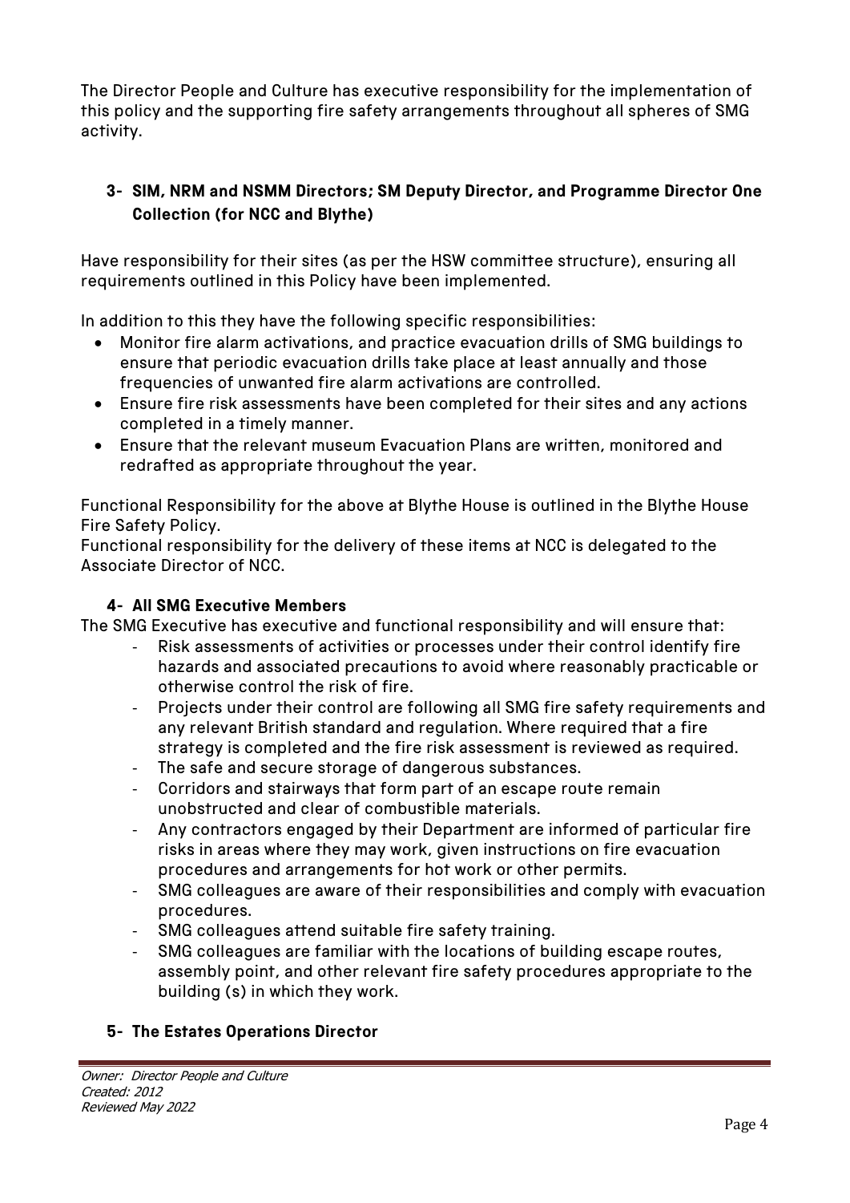The Director People and Culture has executive responsibility for the implementation of this policy and the supporting fire safety arrangements throughout all spheres of SMG activity.

### 3- SIM, NRM and NSMM Directors; SM Deputy Director, and Programme Director One Collection (for NCC and Blythe)

Have responsibility for their sites (as per the HSW committee structure), ensuring all requirements outlined in this Policy have been implemented.

In addition to this they have the following specific responsibilities:

- Monitor fire alarm activations, and practice evacuation drills of SMG buildings to ensure that periodic evacuation drills take place at least annually and those frequencies of unwanted fire alarm activations are controlled.
- Ensure fire risk assessments have been completed for their sites and any actions completed in a timely manner.
- Ensure that the relevant museum Evacuation Plans are written, monitored and redrafted as appropriate throughout the year.

Functional Responsibility for the above at Blythe House is outlined in the Blythe House Fire Safety Policy.
Functional responsibility for the delivery of these items at NCC is delegated to the Associate Director of NCC.

### 4- All SMG Executive Members

The SMG Executive has executive and functional responsibility and will ensure that:

- Risk assessments of activities or processes under their control identify fire hazards and associated precautions to avoid where reasonably practicable or otherwise control the risk of fire.
- Projects under their control are following all SMG fire safety requirements and any relevant British standard and regulation. Where required that a fire strategy is completed and the fire risk assessment is reviewed as required.
- The safe and secure storage of dangerous substances.
- Corridors and stairways that form part of an escape route remain unobstructed and clear of combustible materials.
- Any contractors engaged by their Department are informed of particular fire risks in areas where they may work, given instructions on fire evacuation procedures and arrangements for hot work or other permits.
- SMG colleagues are aware of their responsibilities and comply with evacuation procedures.
- SMG colleagues attend suitable fire safety training.
- SMG colleagues are familiar with the locations of building escape routes, assembly point, and other relevant fire safety procedures appropriate to the building (s) in which they work.

### 5- The Estates Operations Director

*Owner: Director People and Culture*
*Created: 2012*
*Reviewed May 2022*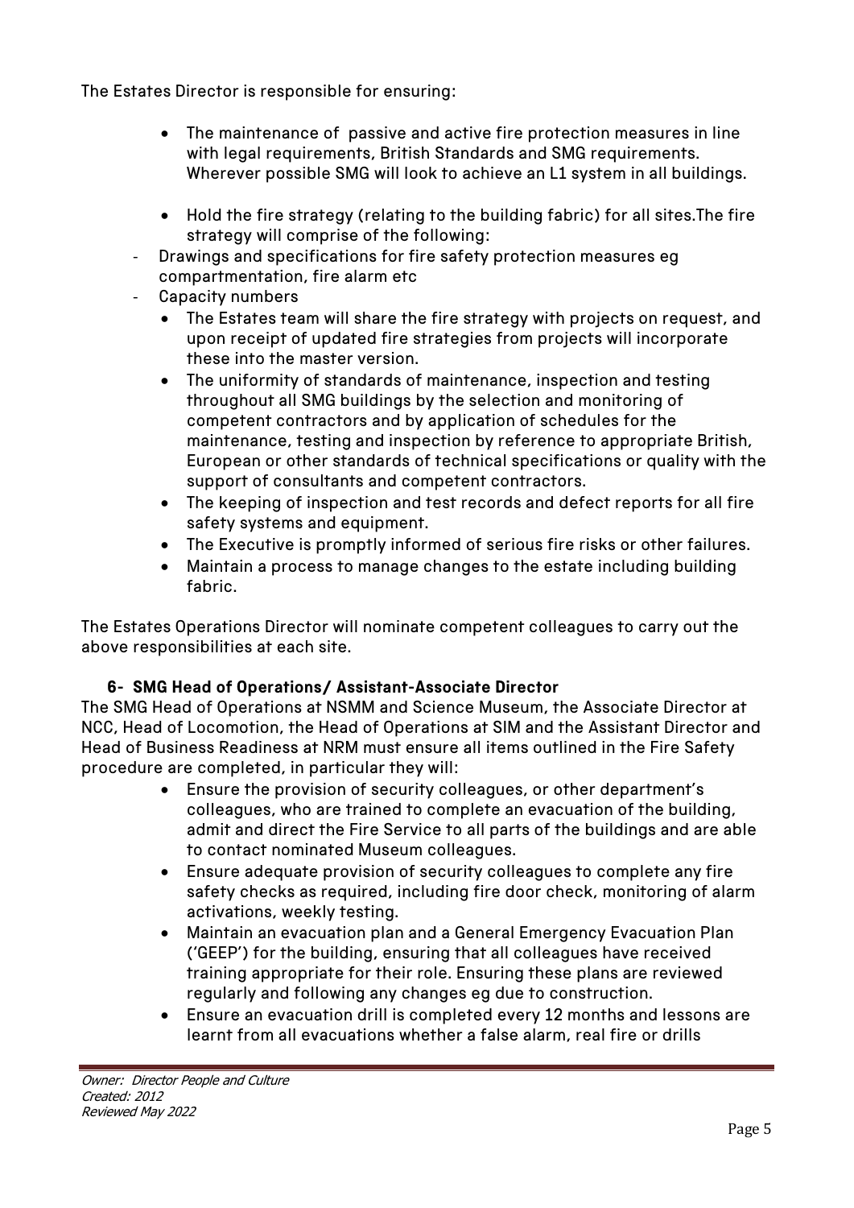The Estates Director is responsible for ensuring:

- The maintenance of passive and active fire protection measures in line with legal requirements, British Standards and SMG requirements. Wherever possible SMG will look to achieve an L1 system in all buildings.
- Hold the fire strategy (relating to the building fabric) for all sites.The fire strategy will comprise of the following:
  - Drawings and specifications for fire safety protection measures eg compartmentation, fire alarm etc
  - Capacity numbers
- The Estates team will share the fire strategy with projects on request, and upon receipt of updated fire strategies from projects will incorporate these into the master version.
- The uniformity of standards of maintenance, inspection and testing throughout all SMG buildings by the selection and monitoring of competent contractors and by application of schedules for the maintenance, testing and inspection by reference to appropriate British, European or other standards of technical specifications or quality with the support of consultants and competent contractors.
- The keeping of inspection and test records and defect reports for all fire safety systems and equipment.
- The Executive is promptly informed of serious fire risks or other failures.
- Maintain a process to manage changes to the estate including building fabric.

The Estates Operations Director will nominate competent colleagues to carry out the above responsibilities at each site.

### 6- SMG Head of Operations/ Assistant-Associate Director

The SMG Head of Operations at NSMM and Science Museum, the Associate Director at NCC, Head of Locomotion, the Head of Operations at SIM and the Assistant Director and Head of Business Readiness at NRM must ensure all items outlined in the Fire Safety procedure are completed, in particular they will:

- Ensure the provision of security colleagues, or other department's colleagues, who are trained to complete an evacuation of the building, admit and direct the Fire Service to all parts of the buildings and are able to contact nominated Museum colleagues.
- Ensure adequate provision of security colleagues to complete any fire safety checks as required, including fire door check, monitoring of alarm activations, weekly testing.
- Maintain an evacuation plan and a General Emergency Evacuation Plan ('GEEP') for the building, ensuring that all colleagues have received training appropriate for their role. Ensuring these plans are reviewed regularly and following any changes eg due to construction.
- Ensure an evacuation drill is completed every 12 months and lessons are learnt from all evacuations whether a false alarm, real fire or drills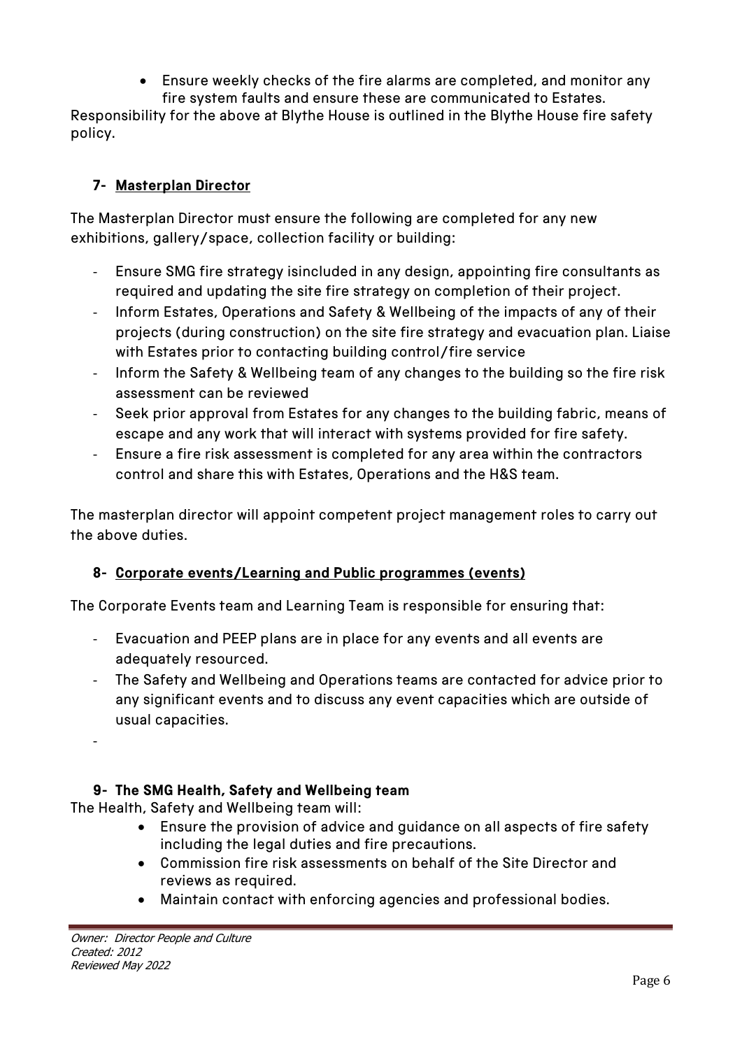- Ensure weekly checks of the fire alarms are completed, and monitor any fire system faults and ensure these are communicated to Estates.

Responsibility for the above at Blythe House is outlined in the Blythe House fire safety policy.

### 7- Masterplan Director

The Masterplan Director must ensure the following are completed for any new exhibitions, gallery/space, collection facility or building:

- Ensure SMG fire strategy isincluded in any design, appointing fire consultants as required and updating the site fire strategy on completion of their project.
- Inform Estates, Operations and Safety & Wellbeing of the impacts of any of their projects (during construction) on the site fire strategy and evacuation plan. Liaise with Estates prior to contacting building control/fire service
- Inform the Safety & Wellbeing team of any changes to the building so the fire risk assessment can be reviewed
- Seek prior approval from Estates for any changes to the building fabric, means of escape and any work that will interact with systems provided for fire safety.
- Ensure a fire risk assessment is completed for any area within the contractors control and share this with Estates, Operations and the H&S team.

The masterplan director will appoint competent project management roles to carry out the above duties.

### 8- Corporate events/Learning and Public programmes (events)

The Corporate Events team and Learning Team is responsible for ensuring that:

- Evacuation and PEEP plans are in place for any events and all events are adequately resourced.
- The Safety and Wellbeing and Operations teams are contacted for advice prior to any significant events and to discuss any event capacities which are outside of usual capacities.
-

### 9- The SMG Health, Safety and Wellbeing team

The Health, Safety and Wellbeing team will:

- Ensure the provision of advice and guidance on all aspects of fire safety including the legal duties and fire precautions.
- Commission fire risk assessments on behalf of the Site Director and reviews as required.
- Maintain contact with enforcing agencies and professional bodies.

*Owner: Director People and Culture*
*Created: 2012*
*Reviewed May 2022*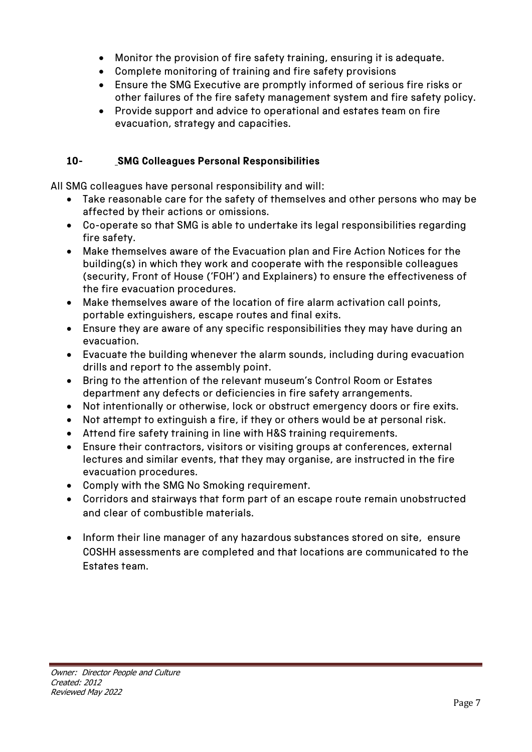- Monitor the provision of fire safety training, ensuring it is adequate.
- Complete monitoring of training and fire safety provisions
- Ensure the SMG Executive are promptly informed of serious fire risks or other failures of the fire safety management system and fire safety policy.
- Provide support and advice to operational and estates team on fire evacuation, strategy and capacities.

## 10- SMG Colleagues Personal Responsibilities

All SMG colleagues have personal responsibility and will:

- Take reasonable care for the safety of themselves and other persons who may be affected by their actions or omissions.
- Co-operate so that SMG is able to undertake its legal responsibilities regarding fire safety.
- Make themselves aware of the Evacuation plan and Fire Action Notices for the building(s) in which they work and cooperate with the responsible colleagues (security, Front of House ('FOH') and Explainers) to ensure the effectiveness of the fire evacuation procedures.
- Make themselves aware of the location of fire alarm activation call points, portable extinguishers, escape routes and final exits.
- Ensure they are aware of any specific responsibilities they may have during an evacuation.
- Evacuate the building whenever the alarm sounds, including during evacuation drills and report to the assembly point.
- Bring to the attention of the relevant museum's Control Room or Estates department any defects or deficiencies in fire safety arrangements.
- Not intentionally or otherwise, lock or obstruct emergency doors or fire exits.
- Not attempt to extinguish a fire, if they or others would be at personal risk.
- Attend fire safety training in line with H&S training requirements.
- Ensure their contractors, visitors or visiting groups at conferences, external lectures and similar events, that they may organise, are instructed in the fire evacuation procedures.
- Comply with the SMG No Smoking requirement.
- Corridors and stairways that form part of an escape route remain unobstructed and clear of combustible materials.
- Inform their line manager of any hazardous substances stored on site, ensure COSHH assessments are completed and that locations are communicated to the Estates team.

*Owner: Director People and Culture*
*Created: 2012*
*Reviewed May 2022*